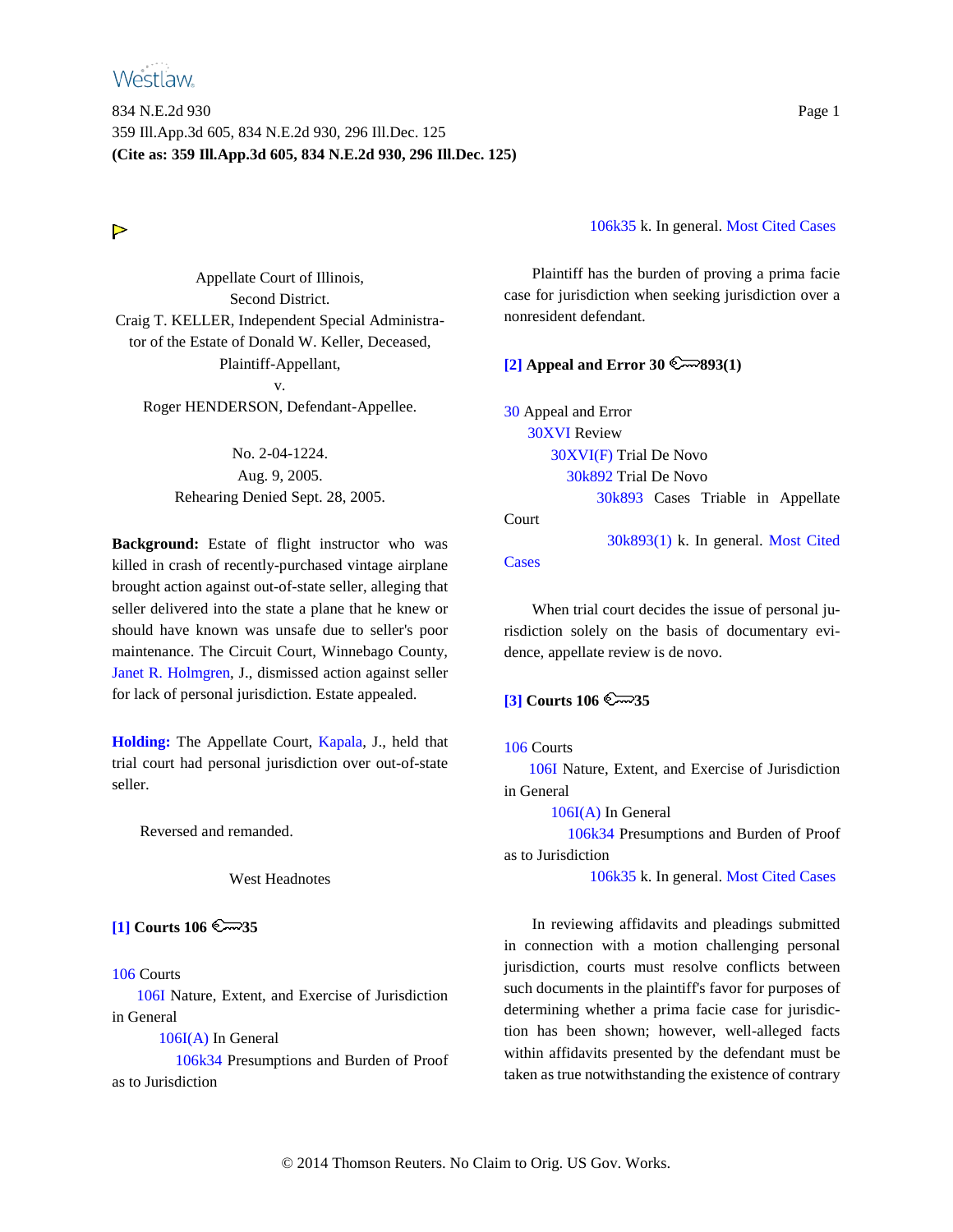Appellate Court of Illinois,
Second District.
Craig T. KELLER, Independent Special Administrator of the Estate of Donald W. Keller, Deceased,
Plaintiff-Appellant,
v.
Roger HENDERSON, Defendant-Appellee.

No. 2-04-1224.
Aug. 9, 2005.
Rehearing Denied Sept. 28, 2005.

**Background:** Estate of flight instructor who was killed in crash of recently-purchased vintage airplane brought action against out-of-state seller, alleging that seller delivered into the state a plane that he knew or should have known was unsafe due to seller's poor maintenance. The Circuit Court, Winnebago County, Janet R. Holmgren, J., dismissed action against seller for lack of personal jurisdiction. Estate appealed.

**Holding:** The Appellate Court, Kapala, J., held that trial court had personal jurisdiction over out-of-state seller.

Reversed and remanded.

West Headnotes

**[1] Courts 106 35**

106 Courts
106I Nature, Extent, and Exercise of Jurisdiction in General
106I(A) In General
106k34 Presumptions and Burden of Proof as to Jurisdiction
106k35 k. In general. Most Cited Cases

Plaintiff has the burden of proving a prima facie case for jurisdiction when seeking jurisdiction over a nonresident defendant.

**[2] Appeal and Error 30 893(1)**

30 Appeal and Error
30XVI Review
30XVI(F) Trial De Novo
30k892 Trial De Novo
30k893 Cases Triable in Appellate Court
30k893(1) k. In general. Most Cited Cases

When trial court decides the issue of personal jurisdiction solely on the basis of documentary evidence, appellate review is de novo.

**[3] Courts 106 35**

106 Courts
106I Nature, Extent, and Exercise of Jurisdiction in General
106I(A) In General
106k34 Presumptions and Burden of Proof as to Jurisdiction
106k35 k. In general. Most Cited Cases

In reviewing affidavits and pleadings submitted in connection with a motion challenging personal jurisdiction, courts must resolve conflicts between such documents in the plaintiff's favor for purposes of determining whether a prima facie case for jurisdiction has been shown; however, well-alleged facts within affidavits presented by the defendant must be taken as true notwithstanding the existence of contrary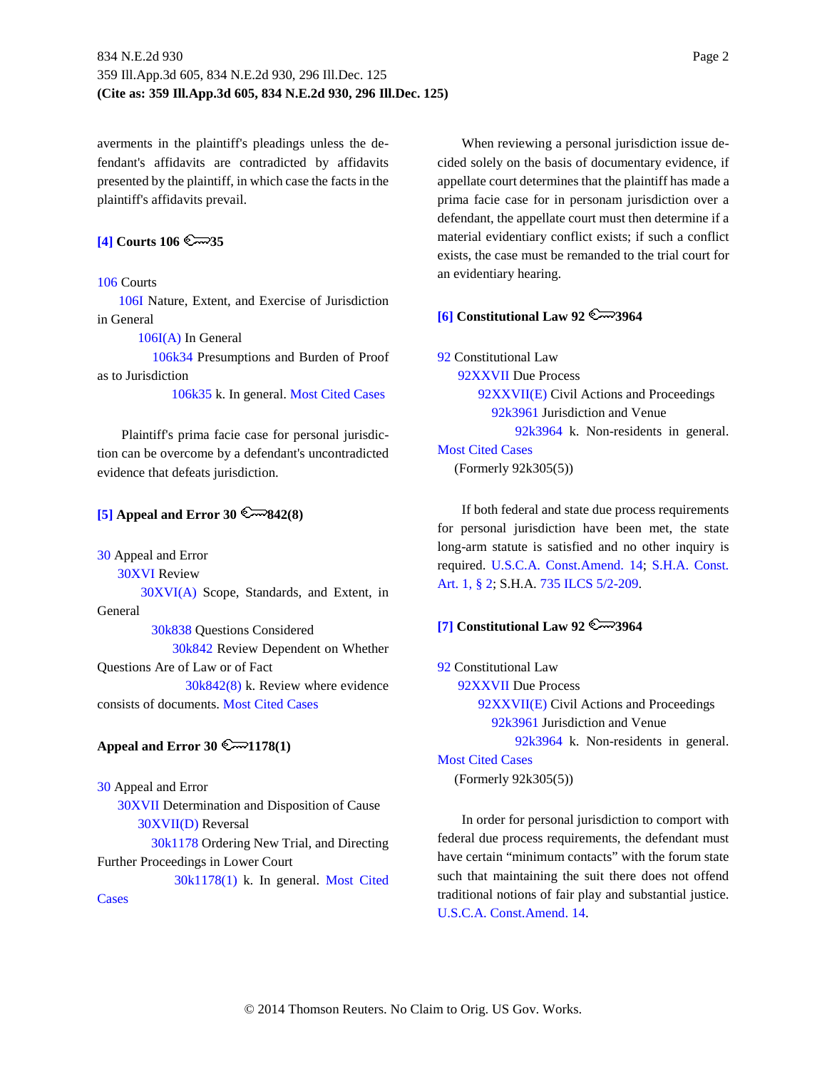averments in the plaintiff's pleadings unless the defendant's affidavits are contradicted by affidavits presented by the plaintiff, in which case the facts in the plaintiff's affidavits prevail.

**[4] Courts 106 ⚷35**

106 Courts
106I Nature, Extent, and Exercise of Jurisdiction in General
106I(A) In General
106k34 Presumptions and Burden of Proof as to Jurisdiction
106k35 k. In general. Most Cited Cases

Plaintiff's prima facie case for personal jurisdiction can be overcome by a defendant's uncontradicted evidence that defeats jurisdiction.

**[5] Appeal and Error 30 ⚷842(8)**

30 Appeal and Error
30XVI Review
30XVI(A) Scope, Standards, and Extent, in General
30k838 Questions Considered
30k842 Review Dependent on Whether Questions Are of Law or of Fact
30k842(8) k. Review where evidence consists of documents. Most Cited Cases

**Appeal and Error 30 ⚷1178(1)**

30 Appeal and Error
30XVII Determination and Disposition of Cause
30XVII(D) Reversal
30k1178 Ordering New Trial, and Directing Further Proceedings in Lower Court
30k1178(1) k. In general. Most Cited Cases

When reviewing a personal jurisdiction issue decided solely on the basis of documentary evidence, if appellate court determines that the plaintiff has made a prima facie case for in personam jurisdiction over a defendant, the appellate court must then determine if a material evidentiary conflict exists; if such a conflict exists, the case must be remanded to the trial court for an evidentiary hearing.

**[6] Constitutional Law 92 ⚷3964**

92 Constitutional Law
92XXVII Due Process
92XXVII(E) Civil Actions and Proceedings
92k3961 Jurisdiction and Venue
92k3964 k. Non-residents in general. Most Cited Cases
(Formerly 92k305(5))

If both federal and state due process requirements for personal jurisdiction have been met, the state long-arm statute is satisfied and no other inquiry is required. U.S.C.A. Const.Amend. 14; S.H.A. Const. Art. 1, § 2; S.H.A. 735 ILCS 5/2-209.

**[7] Constitutional Law 92 ⚷3964**

92 Constitutional Law
92XXVII Due Process
92XXVII(E) Civil Actions and Proceedings
92k3961 Jurisdiction and Venue
92k3964 k. Non-residents in general. Most Cited Cases
(Formerly 92k305(5))

In order for personal jurisdiction to comport with federal due process requirements, the defendant must have certain "minimum contacts" with the forum state such that maintaining the suit there does not offend traditional notions of fair play and substantial justice. U.S.C.A. Const.Amend. 14.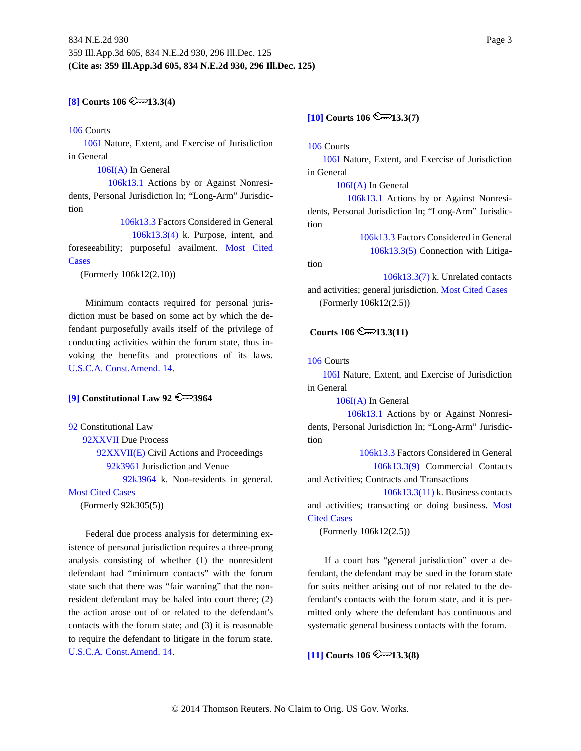**[8] Courts 106 13.3(4)**

106 Courts
106I Nature, Extent, and Exercise of Jurisdiction in General
106I(A) In General
106k13.1 Actions by or Against Nonresidents, Personal Jurisdiction In; "Long-Arm" Jurisdiction
106k13.3 Factors Considered in General
106k13.3(4) k. Purpose, intent, and foreseeability; purposeful availment. Most Cited Cases
(Formerly 106k12(2.10))

Minimum contacts required for personal jurisdiction must be based on some act by which the defendant purposefully avails itself of the privilege of conducting activities within the forum state, thus invoking the benefits and protections of its laws. U.S.C.A. Const.Amend. 14.

**[9] Constitutional Law 92 3964**

92 Constitutional Law
92XXVII Due Process
92XXVII(E) Civil Actions and Proceedings
92k3961 Jurisdiction and Venue
92k3964 k. Non-residents in general. Most Cited Cases
(Formerly 92k305(5))

Federal due process analysis for determining existence of personal jurisdiction requires a three-prong analysis consisting of whether (1) the nonresident defendant had "minimum contacts" with the forum state such that there was "fair warning" that the nonresident defendant may be haled into court there; (2) the action arose out of or related to the defendant's contacts with the forum state; and (3) it is reasonable to require the defendant to litigate in the forum state. U.S.C.A. Const.Amend. 14.

**[10] Courts 106 13.3(7)**

106 Courts
106I Nature, Extent, and Exercise of Jurisdiction in General
106I(A) In General
106k13.1 Actions by or Against Nonresidents, Personal Jurisdiction In; "Long-Arm" Jurisdiction
106k13.3 Factors Considered in General
106k13.3(5) Connection with Litigation
106k13.3(7) k. Unrelated contacts and activities; general jurisdiction. Most Cited Cases
(Formerly 106k12(2.5))

**Courts 106 13.3(11)**

106 Courts
106I Nature, Extent, and Exercise of Jurisdiction in General
106I(A) In General
106k13.1 Actions by or Against Nonresidents, Personal Jurisdiction In; "Long-Arm" Jurisdiction
106k13.3 Factors Considered in General
106k13.3(9) Commercial Contacts and Activities; Contracts and Transactions
106k13.3(11) k. Business contacts and activities; transacting or doing business. Most Cited Cases
(Formerly 106k12(2.5))

If a court has "general jurisdiction" over a defendant, the defendant may be sued in the forum state for suits neither arising out of nor related to the defendant's contacts with the forum state, and it is permitted only where the defendant has continuous and systematic general business contacts with the forum.

**[11] Courts 106 13.3(8)**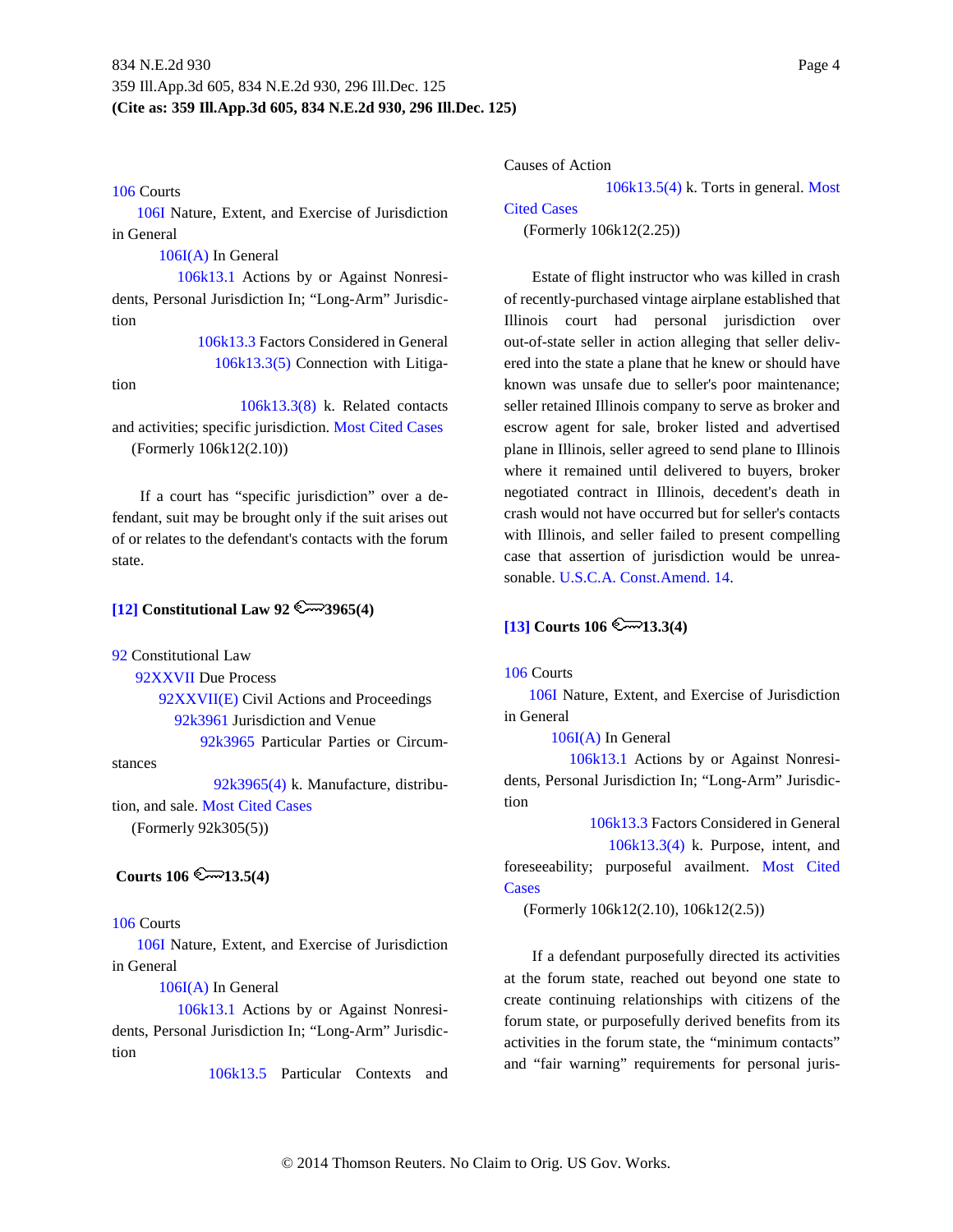106 Courts
    106I Nature, Extent, and Exercise of Jurisdiction in General
        106I(A) In General
            106k13.1 Actions by or Against Nonresidents, Personal Jurisdiction In; "Long-Arm" Jurisdiction
                106k13.3 Factors Considered in General
                    106k13.3(5) Connection with Litigation
                        106k13.3(8) k. Related contacts and activities; specific jurisdiction. Most Cited Cases
    (Formerly 106k12(2.10))

If a court has "specific jurisdiction" over a defendant, suit may be brought only if the suit arises out of or relates to the defendant's contacts with the forum state.

**[12] Constitutional Law 92 3965(4)**

92 Constitutional Law
    92XXVII Due Process
        92XXVII(E) Civil Actions and Proceedings
            92k3961 Jurisdiction and Venue
                92k3965 Particular Parties or Circumstances
                    92k3965(4) k. Manufacture, distribution, and sale. Most Cited Cases
    (Formerly 92k305(5))

**Courts 106 13.5(4)**

106 Courts
    106I Nature, Extent, and Exercise of Jurisdiction in General
        106I(A) In General
            106k13.1 Actions by or Against Nonresidents, Personal Jurisdiction In; "Long-Arm" Jurisdiction
                106k13.5 Particular Contexts and Causes of Action
                    106k13.5(4) k. Torts in general. Most Cited Cases
    (Formerly 106k12(2.25))

Estate of flight instructor who was killed in crash of recently-purchased vintage airplane established that Illinois court had personal jurisdiction over out-of-state seller in action alleging that seller delivered into the state a plane that he knew or should have known was unsafe due to seller's poor maintenance; seller retained Illinois company to serve as broker and escrow agent for sale, broker listed and advertised plane in Illinois, seller agreed to send plane to Illinois where it remained until delivered to buyers, broker negotiated contract in Illinois, decedent's death in crash would not have occurred but for seller's contacts with Illinois, and seller failed to present compelling case that assertion of jurisdiction would be unreasonable. U.S.C.A. Const.Amend. 14.

**[13] Courts 106 13.3(4)**

106 Courts
    106I Nature, Extent, and Exercise of Jurisdiction in General
        106I(A) In General
            106k13.1 Actions by or Against Nonresidents, Personal Jurisdiction In; "Long-Arm" Jurisdiction
                106k13.3 Factors Considered in General
                    106k13.3(4) k. Purpose, intent, and foreseeability; purposeful availment. Most Cited Cases
    (Formerly 106k12(2.10), 106k12(2.5))

If a defendant purposefully directed its activities at the forum state, reached out beyond one state to create continuing relationships with citizens of the forum state, or purposefully derived benefits from its activities in the forum state, the "minimum contacts" and "fair warning" requirements for personal juris-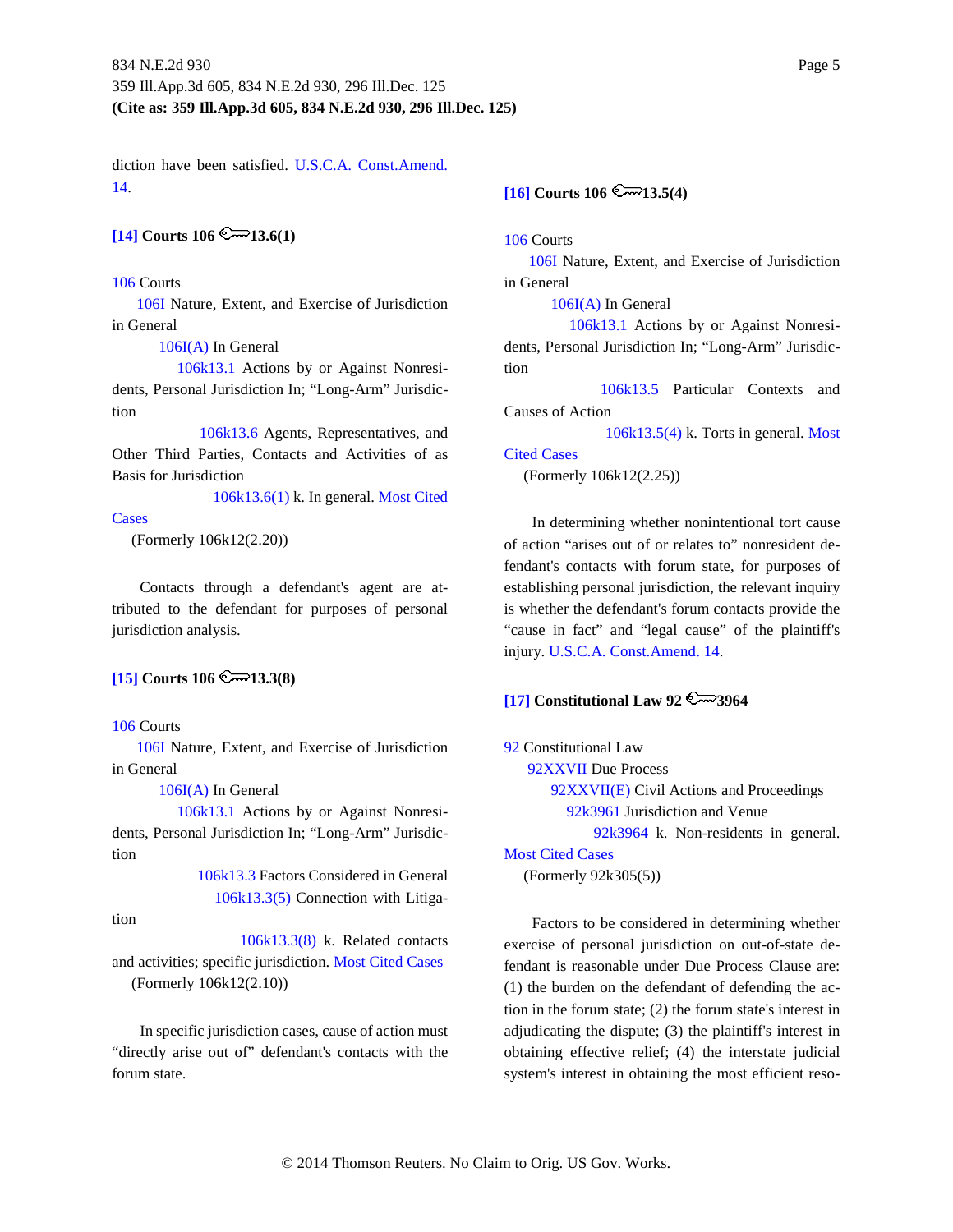diction have been satisfied. U.S.C.A. Const.Amend. 14.

**[14] Courts 106 13.6(1)**

106 Courts
  106I Nature, Extent, and Exercise of Jurisdiction in General
    106I(A) In General
      106k13.1 Actions by or Against Nonresidents, Personal Jurisdiction In; "Long-Arm" Jurisdiction
        106k13.6 Agents, Representatives, and Other Third Parties, Contacts and Activities of as Basis for Jurisdiction
          106k13.6(1) k. In general. Most Cited Cases
  (Formerly 106k12(2.20))

Contacts through a defendant's agent are attributed to the defendant for purposes of personal jurisdiction analysis.

**[15] Courts 106 13.3(8)**

106 Courts
  106I Nature, Extent, and Exercise of Jurisdiction in General
    106I(A) In General
      106k13.1 Actions by or Against Nonresidents, Personal Jurisdiction In; "Long-Arm" Jurisdiction
        106k13.3 Factors Considered in General
          106k13.3(5) Connection with Litigation
            106k13.3(8) k. Related contacts and activities; specific jurisdiction. Most Cited Cases
  (Formerly 106k12(2.10))

In specific jurisdiction cases, cause of action must "directly arise out of" defendant's contacts with the forum state.

**[16] Courts 106 13.5(4)**

106 Courts
  106I Nature, Extent, and Exercise of Jurisdiction in General
    106I(A) In General
      106k13.1 Actions by or Against Nonresidents, Personal Jurisdiction In; "Long-Arm" Jurisdiction
        106k13.5 Particular Contexts and Causes of Action
          106k13.5(4) k. Torts in general. Most Cited Cases
  (Formerly 106k12(2.25))

In determining whether nonintentional tort cause of action "arises out of or relates to" nonresident defendant's contacts with forum state, for purposes of establishing personal jurisdiction, the relevant inquiry is whether the defendant's forum contacts provide the "cause in fact" and "legal cause" of the plaintiff's injury. U.S.C.A. Const.Amend. 14.

**[17] Constitutional Law 92 3964**

92 Constitutional Law
  92XXVII Due Process
    92XXVII(E) Civil Actions and Proceedings
      92k3961 Jurisdiction and Venue
        92k3964 k. Non-residents in general. Most Cited Cases
  (Formerly 92k305(5))

Factors to be considered in determining whether exercise of personal jurisdiction on out-of-state defendant is reasonable under Due Process Clause are: (1) the burden on the defendant of defending the action in the forum state; (2) the forum state's interest in adjudicating the dispute; (3) the plaintiff's interest in obtaining effective relief; (4) the interstate judicial system's interest in obtaining the most efficient reso-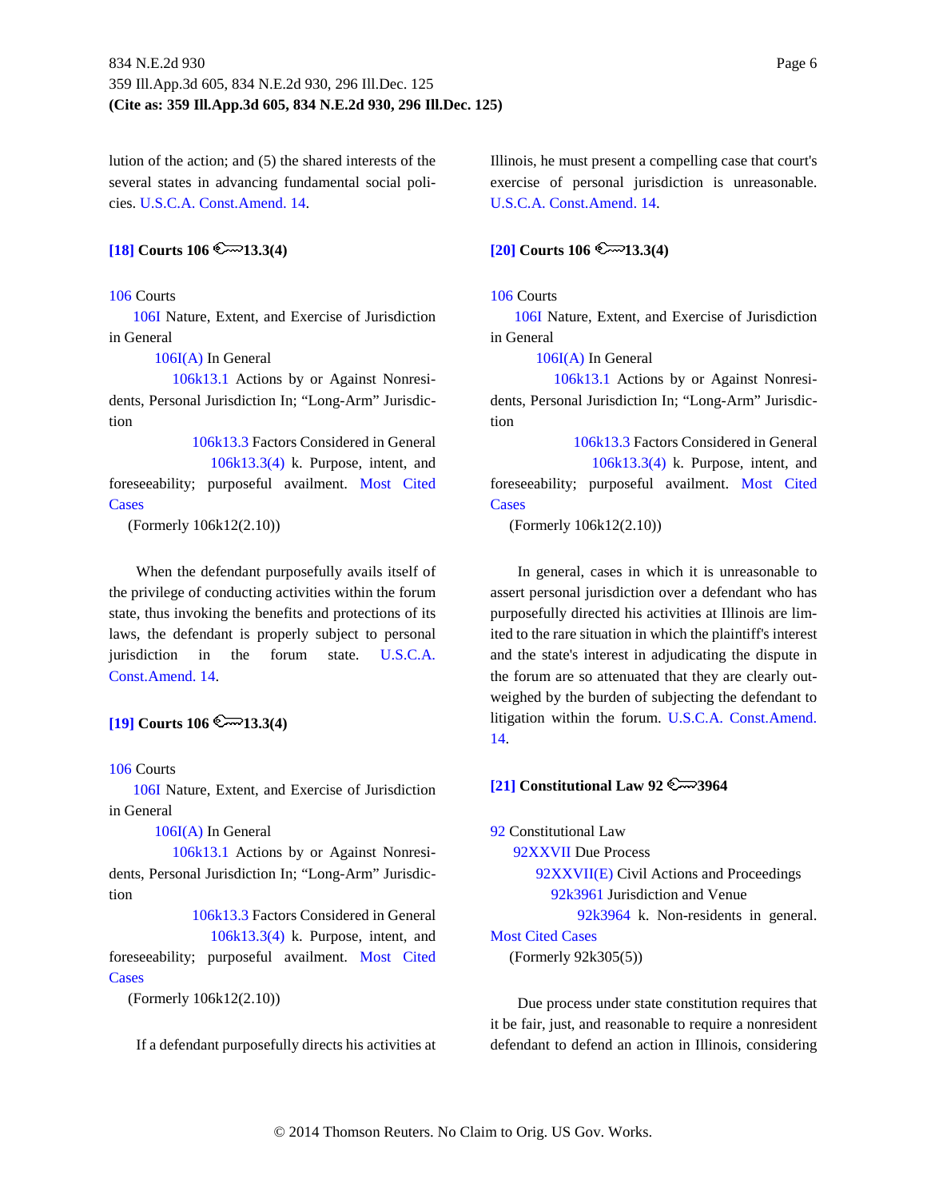lution of the action; and (5) the shared interests of the several states in advancing fundamental social policies. U.S.C.A. Const.Amend. 14.

**[18] Courts 106 🔑13.3(4)**

106 Courts
106I Nature, Extent, and Exercise of Jurisdiction in General
106I(A) In General
106k13.1 Actions by or Against Nonresidents, Personal Jurisdiction In; "Long-Arm" Jurisdiction
106k13.3 Factors Considered in General
106k13.3(4) k. Purpose, intent, and foreseeability; purposeful availment. Most Cited Cases
(Formerly 106k12(2.10))

When the defendant purposefully avails itself of the privilege of conducting activities within the forum state, thus invoking the benefits and protections of its laws, the defendant is properly subject to personal jurisdiction in the forum state. U.S.C.A. Const.Amend. 14.

**[19] Courts 106 🔑13.3(4)**

106 Courts
106I Nature, Extent, and Exercise of Jurisdiction in General
106I(A) In General
106k13.1 Actions by or Against Nonresidents, Personal Jurisdiction In; "Long-Arm" Jurisdiction
106k13.3 Factors Considered in General
106k13.3(4) k. Purpose, intent, and foreseeability; purposeful availment. Most Cited Cases
(Formerly 106k12(2.10))

If a defendant purposefully directs his activities at Illinois, he must present a compelling case that court's exercise of personal jurisdiction is unreasonable. U.S.C.A. Const.Amend. 14.

**[20] Courts 106 🔑13.3(4)**

106 Courts
106I Nature, Extent, and Exercise of Jurisdiction in General
106I(A) In General
106k13.1 Actions by or Against Nonresidents, Personal Jurisdiction In; "Long-Arm" Jurisdiction
106k13.3 Factors Considered in General
106k13.3(4) k. Purpose, intent, and foreseeability; purposeful availment. Most Cited Cases
(Formerly 106k12(2.10))

In general, cases in which it is unreasonable to assert personal jurisdiction over a defendant who has purposefully directed his activities at Illinois are limited to the rare situation in which the plaintiff's interest and the state's interest in adjudicating the dispute in the forum are so attenuated that they are clearly outweighed by the burden of subjecting the defendant to litigation within the forum. U.S.C.A. Const.Amend. 14.

**[21] Constitutional Law 92 🔑3964**

92 Constitutional Law
92XXVII Due Process
92XXVII(E) Civil Actions and Proceedings
92k3961 Jurisdiction and Venue
92k3964 k. Non-residents in general. Most Cited Cases
(Formerly 92k305(5))

Due process under state constitution requires that it be fair, just, and reasonable to require a nonresident defendant to defend an action in Illinois, considering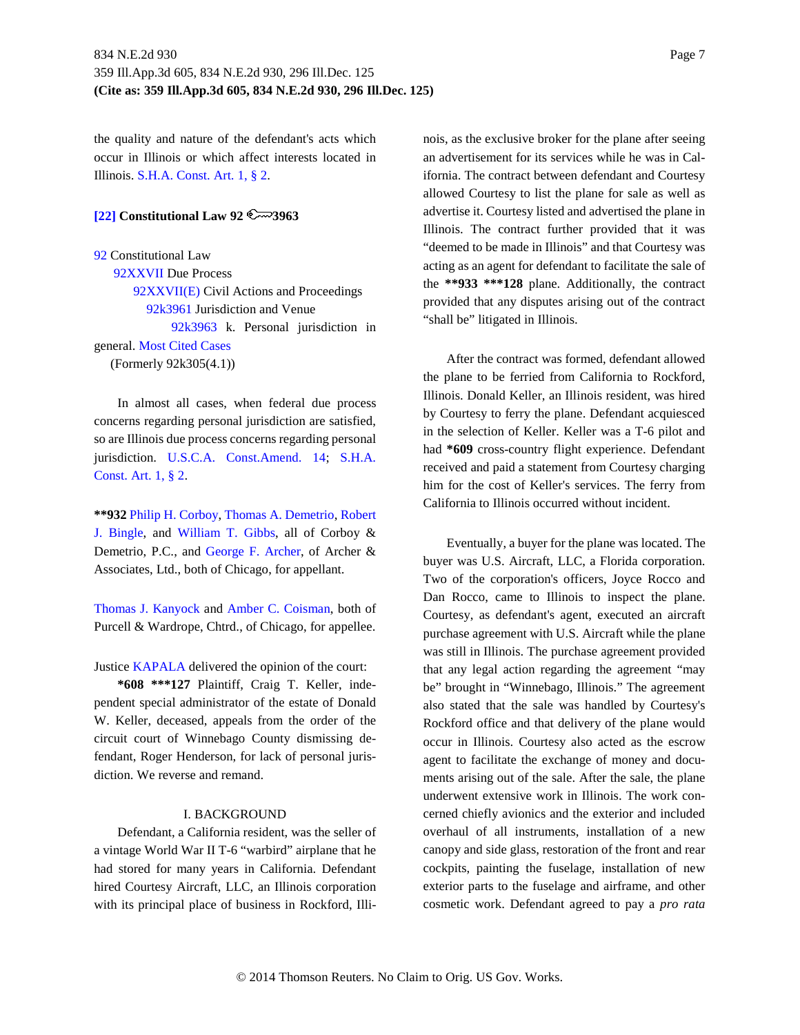the quality and nature of the defendant's acts which occur in Illinois or which affect interests located in Illinois. S.H.A. Const. Art. 1, § 2.

**[22] Constitutional Law 92 3963**

92 Constitutional Law
92XXVII Due Process
92XXVII(E) Civil Actions and Proceedings
92k3961 Jurisdiction and Venue
92k3963 k. Personal jurisdiction in general. Most Cited Cases
(Formerly 92k305(4.1))

In almost all cases, when federal due process concerns regarding personal jurisdiction are satisfied, so are Illinois due process concerns regarding personal jurisdiction. U.S.C.A. Const.Amend. 14; S.H.A. Const. Art. 1, § 2.

**\*\*932** Philip H. Corboy, Thomas A. Demetrio, Robert J. Bingle, and William T. Gibbs, all of Corboy & Demetrio, P.C., and George F. Archer, of Archer & Associates, Ltd., both of Chicago, for appellant.

Thomas J. Kanyock and Amber C. Coisman, both of Purcell & Wardrope, Chtrd., of Chicago, for appellee.

Justice KAPALA delivered the opinion of the court:

**\*608 \*\*\*127** Plaintiff, Craig T. Keller, independent special administrator of the estate of Donald W. Keller, deceased, appeals from the order of the circuit court of Winnebago County dismissing defendant, Roger Henderson, for lack of personal jurisdiction. We reverse and remand.

I. BACKGROUND

Defendant, a California resident, was the seller of a vintage World War II T-6 "warbird" airplane that he had stored for many years in California. Defendant hired Courtesy Aircraft, LLC, an Illinois corporation with its principal place of business in Rockford, Illinois, as the exclusive broker for the plane after seeing an advertisement for its services while he was in California. The contract between defendant and Courtesy allowed Courtesy to list the plane for sale as well as advertise it. Courtesy listed and advertised the plane in Illinois. The contract further provided that it was "deemed to be made in Illinois" and that Courtesy was acting as an agent for defendant to facilitate the sale of the **\*\*933 \*\*\*128** plane. Additionally, the contract provided that any disputes arising out of the contract "shall be" litigated in Illinois.

After the contract was formed, defendant allowed the plane to be ferried from California to Rockford, Illinois. Donald Keller, an Illinois resident, was hired by Courtesy to ferry the plane. Defendant acquiesced in the selection of Keller. Keller was a T-6 pilot and had **\*609** cross-country flight experience. Defendant received and paid a statement from Courtesy charging him for the cost of Keller's services. The ferry from California to Illinois occurred without incident.

Eventually, a buyer for the plane was located. The buyer was U.S. Aircraft, LLC, a Florida corporation. Two of the corporation's officers, Joyce Rocco and Dan Rocco, came to Illinois to inspect the plane. Courtesy, as defendant's agent, executed an aircraft purchase agreement with U.S. Aircraft while the plane was still in Illinois. The purchase agreement provided that any legal action regarding the agreement "may be" brought in "Winnebago, Illinois." The agreement also stated that the sale was handled by Courtesy's Rockford office and that delivery of the plane would occur in Illinois. Courtesy also acted as the escrow agent to facilitate the exchange of money and documents arising out of the sale. After the sale, the plane underwent extensive work in Illinois. The work concerned chiefly avionics and the exterior and included overhaul of all instruments, installation of a new canopy and side glass, restoration of the front and rear cockpits, painting the fuselage, installation of new exterior parts to the fuselage and airframe, and other cosmetic work. Defendant agreed to pay a *pro rata*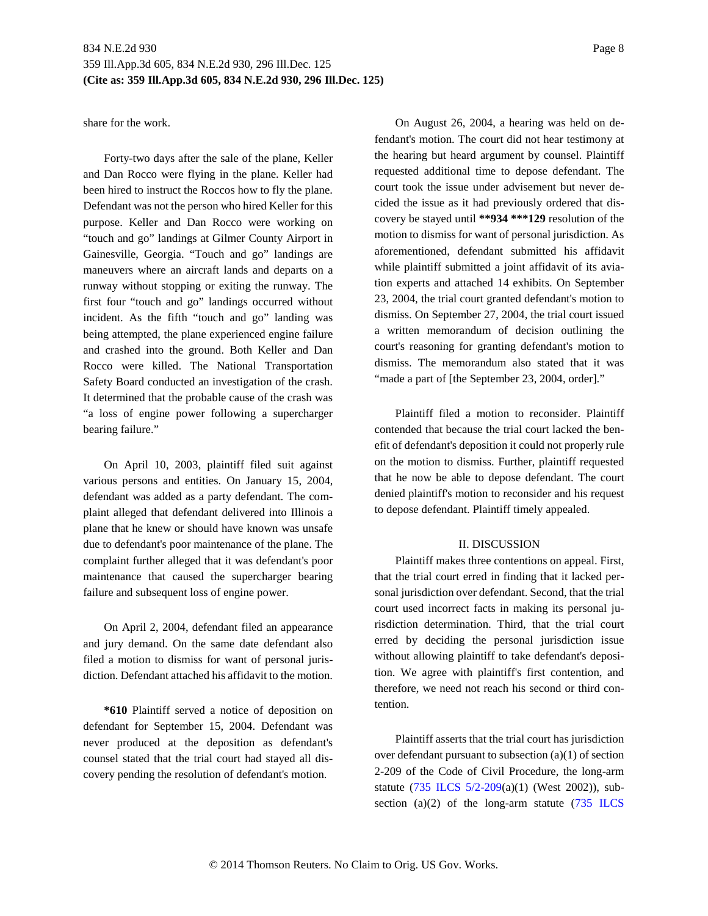share for the work.

Forty-two days after the sale of the plane, Keller and Dan Rocco were flying in the plane. Keller had been hired to instruct the Roccos how to fly the plane. Defendant was not the person who hired Keller for this purpose. Keller and Dan Rocco were working on "touch and go" landings at Gilmer County Airport in Gainesville, Georgia. "Touch and go" landings are maneuvers where an aircraft lands and departs on a runway without stopping or exiting the runway. The first four "touch and go" landings occurred without incident. As the fifth "touch and go" landing was being attempted, the plane experienced engine failure and crashed into the ground. Both Keller and Dan Rocco were killed. The National Transportation Safety Board conducted an investigation of the crash. It determined that the probable cause of the crash was "a loss of engine power following a supercharger bearing failure."

On April 10, 2003, plaintiff filed suit against various persons and entities. On January 15, 2004, defendant was added as a party defendant. The complaint alleged that defendant delivered into Illinois a plane that he knew or should have known was unsafe due to defendant's poor maintenance of the plane. The complaint further alleged that it was defendant's poor maintenance that caused the supercharger bearing failure and subsequent loss of engine power.

On April 2, 2004, defendant filed an appearance and jury demand. On the same date defendant also filed a motion to dismiss for want of personal jurisdiction. Defendant attached his affidavit to the motion.

**\*610** Plaintiff served a notice of deposition on defendant for September 15, 2004. Defendant was never produced at the deposition as defendant's counsel stated that the trial court had stayed all discovery pending the resolution of defendant's motion.

On August 26, 2004, a hearing was held on defendant's motion. The court did not hear testimony at the hearing but heard argument by counsel. Plaintiff requested additional time to depose defendant. The court took the issue under advisement but never decided the issue as it had previously ordered that discovery be stayed until **\*\*934 \*\*\*129** resolution of the motion to dismiss for want of personal jurisdiction. As aforementioned, defendant submitted his affidavit while plaintiff submitted a joint affidavit of its aviation experts and attached 14 exhibits. On September 23, 2004, the trial court granted defendant's motion to dismiss. On September 27, 2004, the trial court issued a written memorandum of decision outlining the court's reasoning for granting defendant's motion to dismiss. The memorandum also stated that it was "made a part of [the September 23, 2004, order]."

Plaintiff filed a motion to reconsider. Plaintiff contended that because the trial court lacked the benefit of defendant's deposition it could not properly rule on the motion to dismiss. Further, plaintiff requested that he now be able to depose defendant. The court denied plaintiff's motion to reconsider and his request to depose defendant. Plaintiff timely appealed.

## II. DISCUSSION

Plaintiff makes three contentions on appeal. First, that the trial court erred in finding that it lacked personal jurisdiction over defendant. Second, that the trial court used incorrect facts in making its personal jurisdiction determination. Third, that the trial court erred by deciding the personal jurisdiction issue without allowing plaintiff to take defendant's deposition. We agree with plaintiff's first contention, and therefore, we need not reach his second or third contention.

Plaintiff asserts that the trial court has jurisdiction over defendant pursuant to subsection (a)(1) of section 2-209 of the Code of Civil Procedure, the long-arm statute (735 ILCS 5/2-209(a)(1) (West 2002)), subsection (a)(2) of the long-arm statute (735 ILCS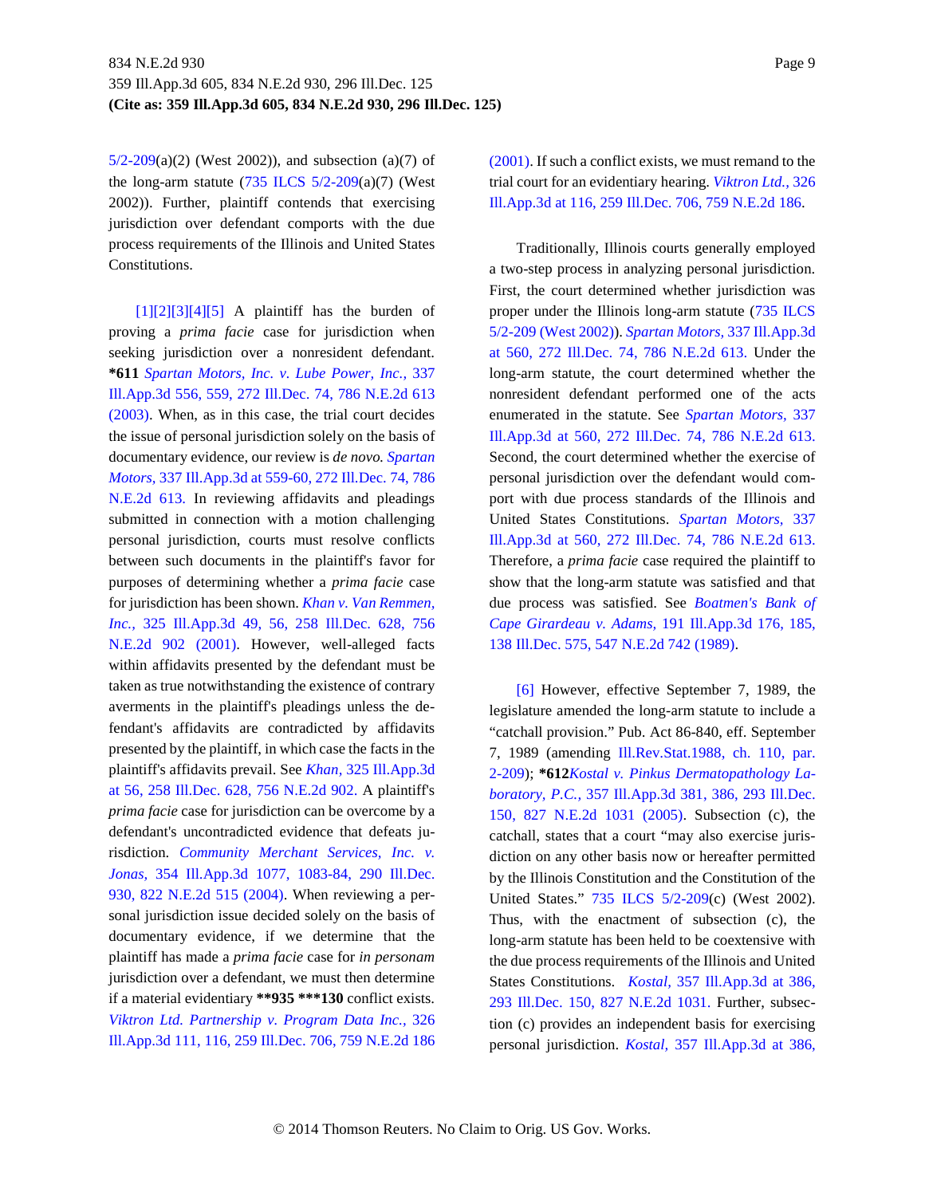5/2-209(a)(2) (West 2002)), and subsection (a)(7) of the long-arm statute (735 ILCS 5/2-209(a)(7) (West 2002)). Further, plaintiff contends that exercising jurisdiction over defendant comports with the due process requirements of the Illinois and United States Constitutions.

[1][2][3][4][5] A plaintiff has the burden of proving a *prima facie* case for jurisdiction when seeking jurisdiction over a nonresident defendant. **\*611** *Spartan Motors, Inc. v. Lube Power, Inc.,* 337 Ill.App.3d 556, 559, 272 Ill.Dec. 74, 786 N.E.2d 613 (2003). When, as in this case, the trial court decides the issue of personal jurisdiction solely on the basis of documentary evidence, our review is *de novo. Spartan Motors,* 337 Ill.App.3d at 559-60, 272 Ill.Dec. 74, 786 N.E.2d 613. In reviewing affidavits and pleadings submitted in connection with a motion challenging personal jurisdiction, courts must resolve conflicts between such documents in the plaintiff's favor for purposes of determining whether a *prima facie* case for jurisdiction has been shown. *Khan v. Van Remmen, Inc.,* 325 Ill.App.3d 49, 56, 258 Ill.Dec. 628, 756 N.E.2d 902 (2001). However, well-alleged facts within affidavits presented by the defendant must be taken as true notwithstanding the existence of contrary averments in the plaintiff's pleadings unless the defendant's affidavits are contradicted by affidavits presented by the plaintiff, in which case the facts in the plaintiff's affidavits prevail. See *Khan,* 325 Ill.App.3d at 56, 258 Ill.Dec. 628, 756 N.E.2d 902. A plaintiff's *prima facie* case for jurisdiction can be overcome by a defendant's uncontradicted evidence that defeats jurisdiction. *Community Merchant Services, Inc. v. Jonas,* 354 Ill.App.3d 1077, 1083-84, 290 Ill.Dec. 930, 822 N.E.2d 515 (2004). When reviewing a personal jurisdiction issue decided solely on the basis of documentary evidence, if we determine that the plaintiff has made a *prima facie* case for *in personam* jurisdiction over a defendant, we must then determine if a material evidentiary **\*\*935 \*\*\*130** conflict exists. *Viktron Ltd. Partnership v. Program Data Inc.,* 326 Ill.App.3d 111, 116, 259 Ill.Dec. 706, 759 N.E.2d 186 (2001). If such a conflict exists, we must remand to the trial court for an evidentiary hearing. *Viktron Ltd.,* 326 Ill.App.3d at 116, 259 Ill.Dec. 706, 759 N.E.2d 186.

Traditionally, Illinois courts generally employed a two-step process in analyzing personal jurisdiction. First, the court determined whether jurisdiction was proper under the Illinois long-arm statute (735 ILCS 5/2-209 (West 2002)). *Spartan Motors,* 337 Ill.App.3d at 560, 272 Ill.Dec. 74, 786 N.E.2d 613. Under the long-arm statute, the court determined whether the nonresident defendant performed one of the acts enumerated in the statute. See *Spartan Motors,* 337 Ill.App.3d at 560, 272 Ill.Dec. 74, 786 N.E.2d 613. Second, the court determined whether the exercise of personal jurisdiction over the defendant would comport with due process standards of the Illinois and United States Constitutions. *Spartan Motors,* 337 Ill.App.3d at 560, 272 Ill.Dec. 74, 786 N.E.2d 613. Therefore, a *prima facie* case required the plaintiff to show that the long-arm statute was satisfied and that due process was satisfied. See *Boatmen's Bank of Cape Girardeau v. Adams,* 191 Ill.App.3d 176, 185, 138 Ill.Dec. 575, 547 N.E.2d 742 (1989).

[6] However, effective September 7, 1989, the legislature amended the long-arm statute to include a "catchall provision." Pub. Act 86-840, eff. September 7, 1989 (amending Ill.Rev.Stat.1988, ch. 110, par. 2-209); **\*612***Kostal v. Pinkus Dermatopathology Laboratory, P.C.,* 357 Ill.App.3d 381, 386, 293 Ill.Dec. 150, 827 N.E.2d 1031 (2005). Subsection (c), the catchall, states that a court "may also exercise jurisdiction on any other basis now or hereafter permitted by the Illinois Constitution and the Constitution of the United States." 735 ILCS 5/2-209(c) (West 2002). Thus, with the enactment of subsection (c), the long-arm statute has been held to be coextensive with the due process requirements of the Illinois and United States Constitutions. *Kostal,* 357 Ill.App.3d at 386, 293 Ill.Dec. 150, 827 N.E.2d 1031. Further, subsection (c) provides an independent basis for exercising personal jurisdiction. *Kostal,* 357 Ill.App.3d at 386,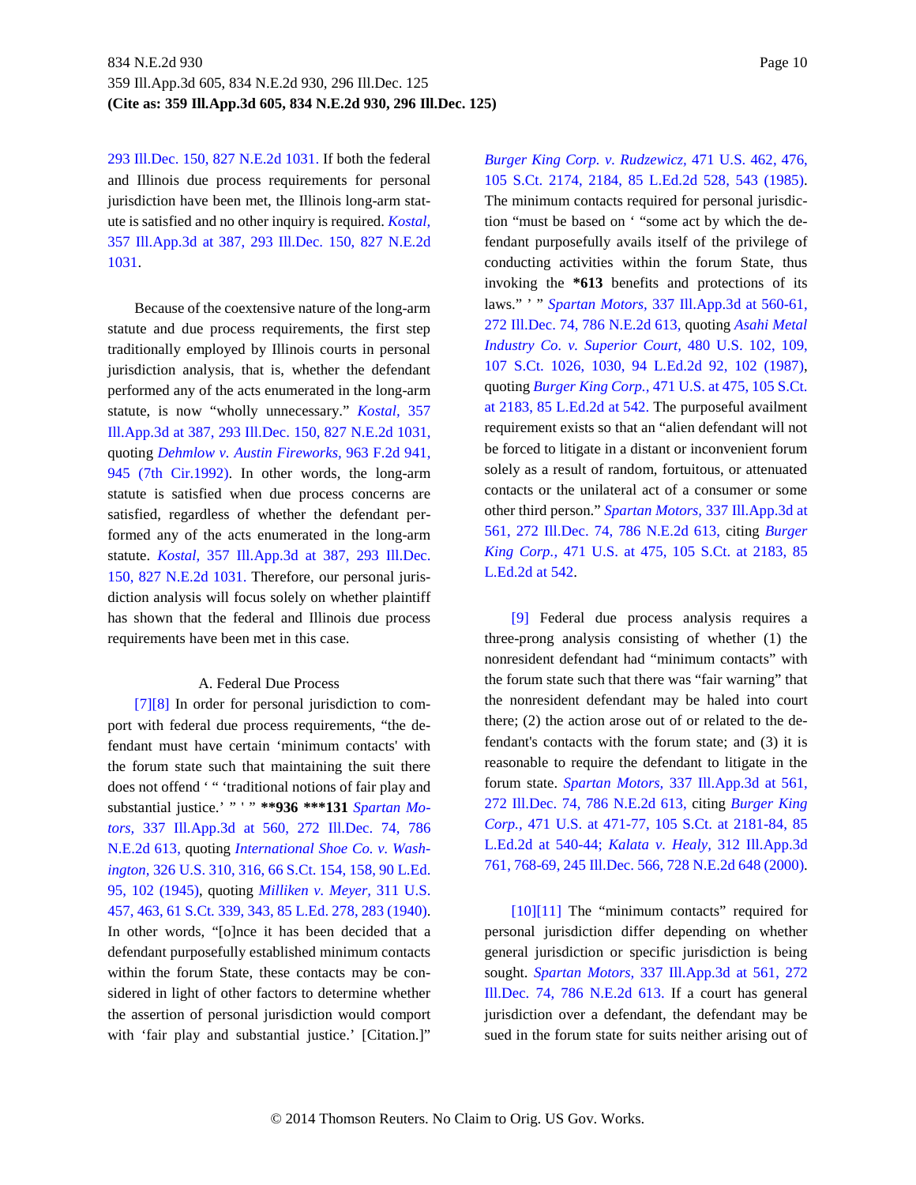293 Ill.Dec. 150, 827 N.E.2d 1031. If both the federal and Illinois due process requirements for personal jurisdiction have been met, the Illinois long-arm statute is satisfied and no other inquiry is required. *Kostal,* 357 Ill.App.3d at 387, 293 Ill.Dec. 150, 827 N.E.2d 1031.

Because of the coextensive nature of the long-arm statute and due process requirements, the first step traditionally employed by Illinois courts in personal jurisdiction analysis, that is, whether the defendant performed any of the acts enumerated in the long-arm statute, is now "wholly unnecessary." *Kostal,* 357 Ill.App.3d at 387, 293 Ill.Dec. 150, 827 N.E.2d 1031, quoting *Dehmlow v. Austin Fireworks,* 963 F.2d 941, 945 (7th Cir.1992). In other words, the long-arm statute is satisfied when due process concerns are satisfied, regardless of whether the defendant performed any of the acts enumerated in the long-arm statute. *Kostal,* 357 Ill.App.3d at 387, 293 Ill.Dec. 150, 827 N.E.2d 1031. Therefore, our personal jurisdiction analysis will focus solely on whether plaintiff has shown that the federal and Illinois due process requirements have been met in this case.

A. Federal Due Process

[7][8] In order for personal jurisdiction to comport with federal due process requirements, "the defendant must have certain 'minimum contacts' with the forum state such that maintaining the suit there does not offend ' " 'traditional notions of fair play and substantial justice.' " ' " **\*\*936 \*\*\*131** *Spartan Motors,* 337 Ill.App.3d at 560, 272 Ill.Dec. 74, 786 N.E.2d 613, quoting *International Shoe Co. v. Washington,* 326 U.S. 310, 316, 66 S.Ct. 154, 158, 90 L.Ed. 95, 102 (1945), quoting *Milliken v. Meyer,* 311 U.S. 457, 463, 61 S.Ct. 339, 343, 85 L.Ed. 278, 283 (1940). In other words, "[o]nce it has been decided that a defendant purposefully established minimum contacts within the forum State, these contacts may be considered in light of other factors to determine whether the assertion of personal jurisdiction would comport with 'fair play and substantial justice.' [Citation.]" *Burger King Corp. v. Rudzewicz,* 471 U.S. 462, 476, 105 S.Ct. 2174, 2184, 85 L.Ed.2d 528, 543 (1985). The minimum contacts required for personal jurisdiction "must be based on ' "some act by which the defendant purposefully avails itself of the privilege of conducting activities within the forum State, thus invoking the **\*613** benefits and protections of its laws." ' " *Spartan Motors,* 337 Ill.App.3d at 560-61, 272 Ill.Dec. 74, 786 N.E.2d 613, quoting *Asahi Metal Industry Co. v. Superior Court,* 480 U.S. 102, 109, 107 S.Ct. 1026, 1030, 94 L.Ed.2d 92, 102 (1987), quoting *Burger King Corp.,* 471 U.S. at 475, 105 S.Ct. at 2183, 85 L.Ed.2d at 542. The purposeful availment requirement exists so that an "alien defendant will not be forced to litigate in a distant or inconvenient forum solely as a result of random, fortuitous, or attenuated contacts or the unilateral act of a consumer or some other third person." *Spartan Motors,* 337 Ill.App.3d at 561, 272 Ill.Dec. 74, 786 N.E.2d 613, citing *Burger King Corp.,* 471 U.S. at 475, 105 S.Ct. at 2183, 85 L.Ed.2d at 542.

[9] Federal due process analysis requires a three-prong analysis consisting of whether (1) the nonresident defendant had "minimum contacts" with the forum state such that there was "fair warning" that the nonresident defendant may be haled into court there; (2) the action arose out of or related to the defendant's contacts with the forum state; and (3) it is reasonable to require the defendant to litigate in the forum state. *Spartan Motors,* 337 Ill.App.3d at 561, 272 Ill.Dec. 74, 786 N.E.2d 613, citing *Burger King Corp.,* 471 U.S. at 471-77, 105 S.Ct. at 2181-84, 85 L.Ed.2d at 540-44; *Kalata v. Healy,* 312 Ill.App.3d 761, 768-69, 245 Ill.Dec. 566, 728 N.E.2d 648 (2000).

[10][11] The "minimum contacts" required for personal jurisdiction differ depending on whether general jurisdiction or specific jurisdiction is being sought. *Spartan Motors,* 337 Ill.App.3d at 561, 272 Ill.Dec. 74, 786 N.E.2d 613. If a court has general jurisdiction over a defendant, the defendant may be sued in the forum state for suits neither arising out of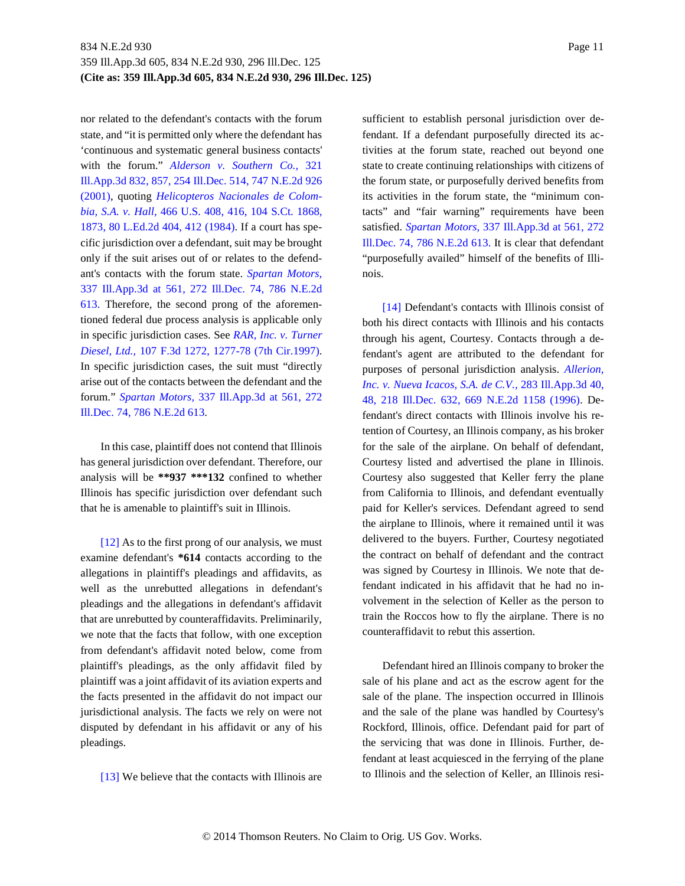nor related to the defendant's contacts with the forum state, and "it is permitted only where the defendant has 'continuous and systematic general business contacts' with the forum." *Alderson v. Southern Co.,* 321 Ill.App.3d 832, 857, 254 Ill.Dec. 514, 747 N.E.2d 926 (2001), quoting *Helicopteros Nacionales de Colombia, S.A. v. Hall,* 466 U.S. 408, 416, 104 S.Ct. 1868, 1873, 80 L.Ed.2d 404, 412 (1984). If a court has specific jurisdiction over a defendant, suit may be brought only if the suit arises out of or relates to the defendant's contacts with the forum state. *Spartan Motors,* 337 Ill.App.3d at 561, 272 Ill.Dec. 74, 786 N.E.2d 613. Therefore, the second prong of the aforementioned federal due process analysis is applicable only in specific jurisdiction cases. See *RAR, Inc. v. Turner Diesel, Ltd.,* 107 F.3d 1272, 1277-78 (7th Cir.1997). In specific jurisdiction cases, the suit must "directly arise out of the contacts between the defendant and the forum." *Spartan Motors,* 337 Ill.App.3d at 561, 272 Ill.Dec. 74, 786 N.E.2d 613.

In this case, plaintiff does not contend that Illinois has general jurisdiction over defendant. Therefore, our analysis will be **\*\*937 \*\*\*132** confined to whether Illinois has specific jurisdiction over defendant such that he is amenable to plaintiff's suit in Illinois.

[12] As to the first prong of our analysis, we must examine defendant's **\*614** contacts according to the allegations in plaintiff's pleadings and affidavits, as well as the unrebutted allegations in defendant's pleadings and the allegations in defendant's affidavit that are unrebutted by counteraffidavits. Preliminarily, we note that the facts that follow, with one exception from defendant's affidavit noted below, come from plaintiff's pleadings, as the only affidavit filed by plaintiff was a joint affidavit of its aviation experts and the facts presented in the affidavit do not impact our jurisdictional analysis. The facts we rely on were not disputed by defendant in his affidavit or any of his pleadings.

[13] We believe that the contacts with Illinois are sufficient to establish personal jurisdiction over defendant. If a defendant purposefully directed its activities at the forum state, reached out beyond one state to create continuing relationships with citizens of the forum state, or purposefully derived benefits from its activities in the forum state, the "minimum contacts" and "fair warning" requirements have been satisfied. *Spartan Motors,* 337 Ill.App.3d at 561, 272 Ill.Dec. 74, 786 N.E.2d 613. It is clear that defendant "purposefully availed" himself of the benefits of Illinois.

[14] Defendant's contacts with Illinois consist of both his direct contacts with Illinois and his contacts through his agent, Courtesy. Contacts through a defendant's agent are attributed to the defendant for purposes of personal jurisdiction analysis. *Allerion, Inc. v. Nueva Icacos, S.A. de C.V.,* 283 Ill.App.3d 40, 48, 218 Ill.Dec. 632, 669 N.E.2d 1158 (1996). Defendant's direct contacts with Illinois involve his retention of Courtesy, an Illinois company, as his broker for the sale of the airplane. On behalf of defendant, Courtesy listed and advertised the plane in Illinois. Courtesy also suggested that Keller ferry the plane from California to Illinois, and defendant eventually paid for Keller's services. Defendant agreed to send the airplane to Illinois, where it remained until it was delivered to the buyers. Further, Courtesy negotiated the contract on behalf of defendant and the contract was signed by Courtesy in Illinois. We note that defendant indicated in his affidavit that he had no involvement in the selection of Keller as the person to train the Roccos how to fly the airplane. There is no counteraffidavit to rebut this assertion.

Defendant hired an Illinois company to broker the sale of his plane and act as the escrow agent for the sale of the plane. The inspection occurred in Illinois and the sale of the plane was handled by Courtesy's Rockford, Illinois, office. Defendant paid for part of the servicing that was done in Illinois. Further, defendant at least acquiesced in the ferrying of the plane to Illinois and the selection of Keller, an Illinois resi-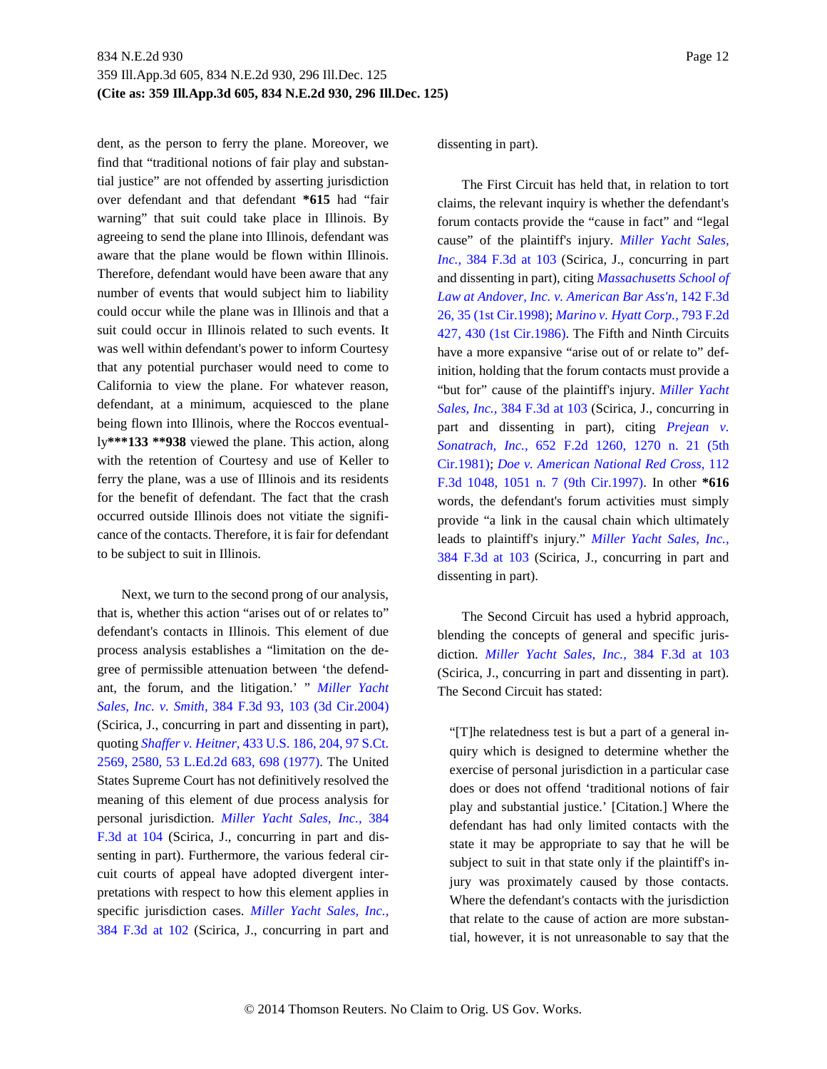dent, as the person to ferry the plane. Moreover, we find that "traditional notions of fair play and substantial justice" are not offended by asserting jurisdiction over defendant and that defendant **\*615** had "fair warning" that suit could take place in Illinois. By agreeing to send the plane into Illinois, defendant was aware that the plane would be flown within Illinois. Therefore, defendant would have been aware that any number of events that would subject him to liability could occur while the plane was in Illinois and that a suit could occur in Illinois related to such events. It was well within defendant's power to inform Courtesy that any potential purchaser would need to come to California to view the plane. For whatever reason, defendant, at a minimum, acquiesced to the plane being flown into Illinois, where the Roccos eventually**\*\*\*133 \*\*938** viewed the plane. This action, along with the retention of Courtesy and use of Keller to ferry the plane, was a use of Illinois and its residents for the benefit of defendant. The fact that the crash occurred outside Illinois does not vitiate the significance of the contacts. Therefore, it is fair for defendant to be subject to suit in Illinois.

Next, we turn to the second prong of our analysis, that is, whether this action "arises out of or relates to" defendant's contacts in Illinois. This element of due process analysis establishes a "limitation on the degree of permissible attenuation between 'the defendant, the forum, and the litigation.' " *Miller Yacht Sales, Inc. v. Smith,* 384 F.3d 93, 103 (3d Cir.2004) (Scirica, J., concurring in part and dissenting in part), quoting *Shaffer v. Heitner,* 433 U.S. 186, 204, 97 S.Ct. 2569, 2580, 53 L.Ed.2d 683, 698 (1977). The United States Supreme Court has not definitively resolved the meaning of this element of due process analysis for personal jurisdiction. *Miller Yacht Sales, Inc.,* 384 F.3d at 104 (Scirica, J., concurring in part and dissenting in part). Furthermore, the various federal circuit courts of appeal have adopted divergent interpretations with respect to how this element applies in specific jurisdiction cases. *Miller Yacht Sales, Inc.,* 384 F.3d at 102 (Scirica, J., concurring in part and dissenting in part).

The First Circuit has held that, in relation to tort claims, the relevant inquiry is whether the defendant's forum contacts provide the "cause in fact" and "legal cause" of the plaintiff's injury. *Miller Yacht Sales, Inc.,* 384 F.3d at 103 (Scirica, J., concurring in part and dissenting in part), citing *Massachusetts School of Law at Andover, Inc. v. American Bar Ass'n,* 142 F.3d 26, 35 (1st Cir.1998); *Marino v. Hyatt Corp.,* 793 F.2d 427, 430 (1st Cir.1986). The Fifth and Ninth Circuits have a more expansive "arise out of or relate to" definition, holding that the forum contacts must provide a "but for" cause of the plaintiff's injury. *Miller Yacht Sales, Inc.,* 384 F.3d at 103 (Scirica, J., concurring in part and dissenting in part), citing *Prejean v. Sonatrach, Inc.,* 652 F.2d 1260, 1270 n. 21 (5th Cir.1981); *Doe v. American National Red Cross,* 112 F.3d 1048, 1051 n. 7 (9th Cir.1997). In other **\*616** words, the defendant's forum activities must simply provide "a link in the causal chain which ultimately leads to plaintiff's injury." *Miller Yacht Sales, Inc.,* 384 F.3d at 103 (Scirica, J., concurring in part and dissenting in part).

The Second Circuit has used a hybrid approach, blending the concepts of general and specific jurisdiction. *Miller Yacht Sales, Inc.,* 384 F.3d at 103 (Scirica, J., concurring in part and dissenting in part). The Second Circuit has stated:

> "[T]he relatedness test is but a part of a general inquiry which is designed to determine whether the exercise of personal jurisdiction in a particular case does or does not offend 'traditional notions of fair play and substantial justice.' [Citation.] Where the defendant has had only limited contacts with the state it may be appropriate to say that he will be subject to suit in that state only if the plaintiff's injury was proximately caused by those contacts. Where the defendant's contacts with the jurisdiction that relate to the cause of action are more substantial, however, it is not unreasonable to say that the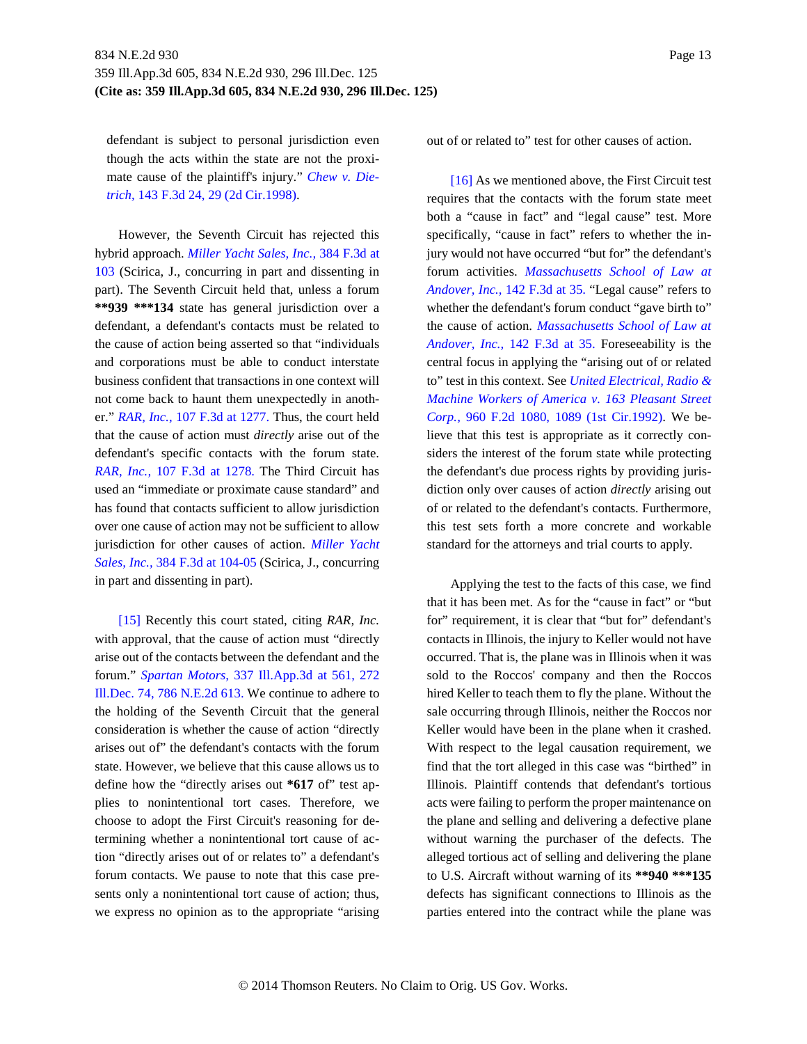defendant is subject to personal jurisdiction even though the acts within the state are not the proximate cause of the plaintiff's injury." *Chew v. Dietrich,* 143 F.3d 24, 29 (2d Cir.1998).

However, the Seventh Circuit has rejected this hybrid approach. *Miller Yacht Sales, Inc.,* 384 F.3d at 103 (Scirica, J., concurring in part and dissenting in part). The Seventh Circuit held that, unless a forum **\*\*939 \*\*\*134** state has general jurisdiction over a defendant, a defendant's contacts must be related to the cause of action being asserted so that "individuals and corporations must be able to conduct interstate business confident that transactions in one context will not come back to haunt them unexpectedly in another." *RAR, Inc.,* 107 F.3d at 1277. Thus, the court held that the cause of action must *directly* arise out of the defendant's specific contacts with the forum state. *RAR, Inc.,* 107 F.3d at 1278. The Third Circuit has used an "immediate or proximate cause standard" and has found that contacts sufficient to allow jurisdiction over one cause of action may not be sufficient to allow jurisdiction for other causes of action. *Miller Yacht Sales, Inc.,* 384 F.3d at 104-05 (Scirica, J., concurring in part and dissenting in part).

[15] Recently this court stated, citing *RAR, Inc.* with approval, that the cause of action must "directly arise out of the contacts between the defendant and the forum." *Spartan Motors,* 337 Ill.App.3d at 561, 272 Ill.Dec. 74, 786 N.E.2d 613. We continue to adhere to the holding of the Seventh Circuit that the general consideration is whether the cause of action "directly arises out of" the defendant's contacts with the forum state. However, we believe that this cause allows us to define how the "directly arises out **\*617** of" test applies to nonintentional tort cases. Therefore, we choose to adopt the First Circuit's reasoning for determining whether a nonintentional tort cause of action "directly arises out of or relates to" a defendant's forum contacts. We pause to note that this case presents only a nonintentional tort cause of action; thus, we express no opinion as to the appropriate "arising out of or related to" test for other causes of action.

[16] As we mentioned above, the First Circuit test requires that the contacts with the forum state meet both a "cause in fact" and "legal cause" test. More specifically, "cause in fact" refers to whether the injury would not have occurred "but for" the defendant's forum activities. *Massachusetts School of Law at Andover, Inc.,* 142 F.3d at 35. "Legal cause" refers to whether the defendant's forum conduct "gave birth to" the cause of action. *Massachusetts School of Law at Andover, Inc.,* 142 F.3d at 35. Foreseeability is the central focus in applying the "arising out of or related to" test in this context. See *United Electrical, Radio & Machine Workers of America v. 163 Pleasant Street Corp.,* 960 F.2d 1080, 1089 (1st Cir.1992). We believe that this test is appropriate as it correctly considers the interest of the forum state while protecting the defendant's due process rights by providing jurisdiction only over causes of action *directly* arising out of or related to the defendant's contacts. Furthermore, this test sets forth a more concrete and workable standard for the attorneys and trial courts to apply.

Applying the test to the facts of this case, we find that it has been met. As for the "cause in fact" or "but for" requirement, it is clear that "but for" defendant's contacts in Illinois, the injury to Keller would not have occurred. That is, the plane was in Illinois when it was sold to the Roccos' company and then the Roccos hired Keller to teach them to fly the plane. Without the sale occurring through Illinois, neither the Roccos nor Keller would have been in the plane when it crashed. With respect to the legal causation requirement, we find that the tort alleged in this case was "birthed" in Illinois. Plaintiff contends that defendant's tortious acts were failing to perform the proper maintenance on the plane and selling and delivering a defective plane without warning the purchaser of the defects. The alleged tortious act of selling and delivering the plane to U.S. Aircraft without warning of its **\*\*940 \*\*\*135** defects has significant connections to Illinois as the parties entered into the contract while the plane was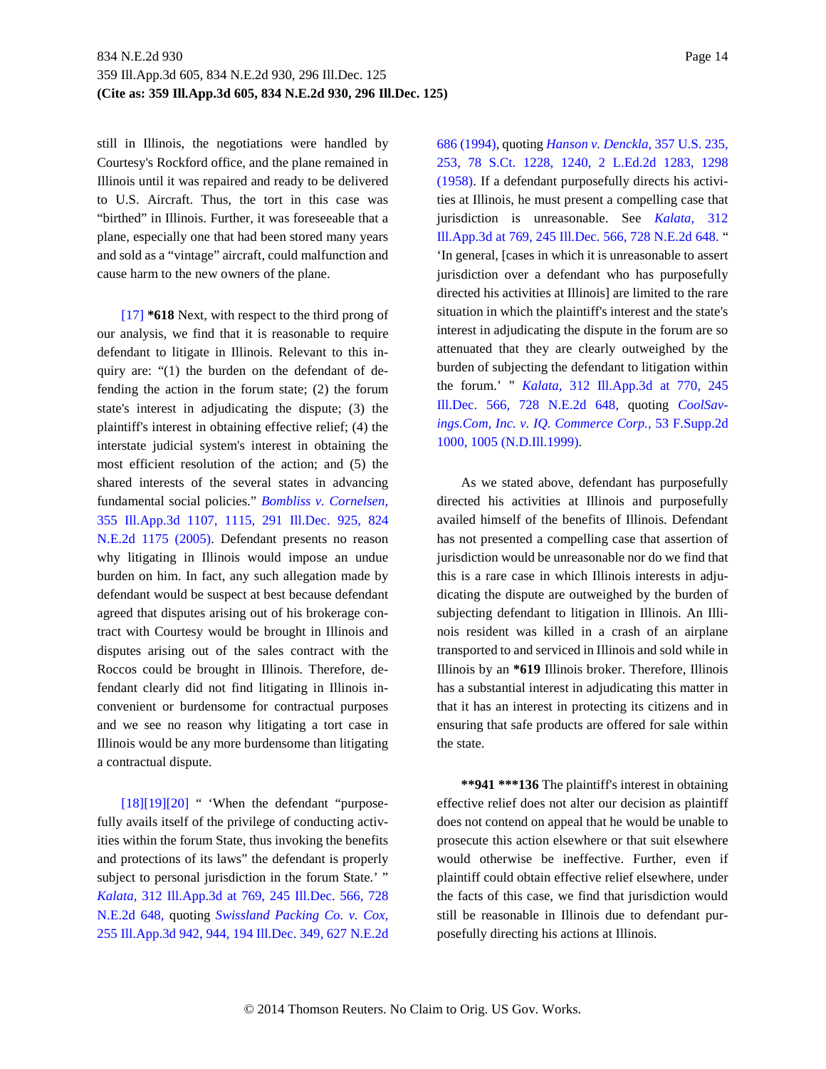still in Illinois, the negotiations were handled by Courtesy's Rockford office, and the plane remained in Illinois until it was repaired and ready to be delivered to U.S. Aircraft. Thus, the tort in this case was "birthed" in Illinois. Further, it was foreseeable that a plane, especially one that had been stored many years and sold as a "vintage" aircraft, could malfunction and cause harm to the new owners of the plane.

[17] **\*618** Next, with respect to the third prong of our analysis, we find that it is reasonable to require defendant to litigate in Illinois. Relevant to this inquiry are: "(1) the burden on the defendant of defending the action in the forum state; (2) the forum state's interest in adjudicating the dispute; (3) the plaintiff's interest in obtaining effective relief; (4) the interstate judicial system's interest in obtaining the most efficient resolution of the action; and (5) the shared interests of the several states in advancing fundamental social policies." *Bombliss v. Cornelsen,* 355 Ill.App.3d 1107, 1115, 291 Ill.Dec. 925, 824 N.E.2d 1175 (2005). Defendant presents no reason why litigating in Illinois would impose an undue burden on him. In fact, any such allegation made by defendant would be suspect at best because defendant agreed that disputes arising out of his brokerage contract with Courtesy would be brought in Illinois and disputes arising out of the sales contract with the Roccos could be brought in Illinois. Therefore, defendant clearly did not find litigating in Illinois inconvenient or burdensome for contractual purposes and we see no reason why litigating a tort case in Illinois would be any more burdensome than litigating a contractual dispute.

[18][19][20] " 'When the defendant "purposefully avails itself of the privilege of conducting activities within the forum State, thus invoking the benefits and protections of its laws" the defendant is properly subject to personal jurisdiction in the forum State.' " *Kalata,* 312 Ill.App.3d at 769, 245 Ill.Dec. 566, 728 N.E.2d 648, quoting *Swissland Packing Co. v. Cox,* 255 Ill.App.3d 942, 944, 194 Ill.Dec. 349, 627 N.E.2d 686 (1994), quoting *Hanson v. Denckla,* 357 U.S. 235, 253, 78 S.Ct. 1228, 1240, 2 L.Ed.2d 1283, 1298 (1958). If a defendant purposefully directs his activities at Illinois, he must present a compelling case that jurisdiction is unreasonable. See *Kalata,* 312 Ill.App.3d at 769, 245 Ill.Dec. 566, 728 N.E.2d 648. " 'In general, [cases in which it is unreasonable to assert jurisdiction over a defendant who has purposefully directed his activities at Illinois] are limited to the rare situation in which the plaintiff's interest and the state's interest in adjudicating the dispute in the forum are so attenuated that they are clearly outweighed by the burden of subjecting the defendant to litigation within the forum.' " *Kalata,* 312 Ill.App.3d at 770, 245 Ill.Dec. 566, 728 N.E.2d 648, quoting *CoolSavings.Com, Inc. v. IQ. Commerce Corp.,* 53 F.Supp.2d 1000, 1005 (N.D.Ill.1999).

As we stated above, defendant has purposefully directed his activities at Illinois and purposefully availed himself of the benefits of Illinois. Defendant has not presented a compelling case that assertion of jurisdiction would be unreasonable nor do we find that this is a rare case in which Illinois interests in adjudicating the dispute are outweighed by the burden of subjecting defendant to litigation in Illinois. An Illinois resident was killed in a crash of an airplane transported to and serviced in Illinois and sold while in Illinois by an **\*619** Illinois broker. Therefore, Illinois has a substantial interest in adjudicating this matter in that it has an interest in protecting its citizens and in ensuring that safe products are offered for sale within the state.

**\*\*941 \*\*\*136** The plaintiff's interest in obtaining effective relief does not alter our decision as plaintiff does not contend on appeal that he would be unable to prosecute this action elsewhere or that suit elsewhere would otherwise be ineffective. Further, even if plaintiff could obtain effective relief elsewhere, under the facts of this case, we find that jurisdiction would still be reasonable in Illinois due to defendant purposefully directing his actions at Illinois.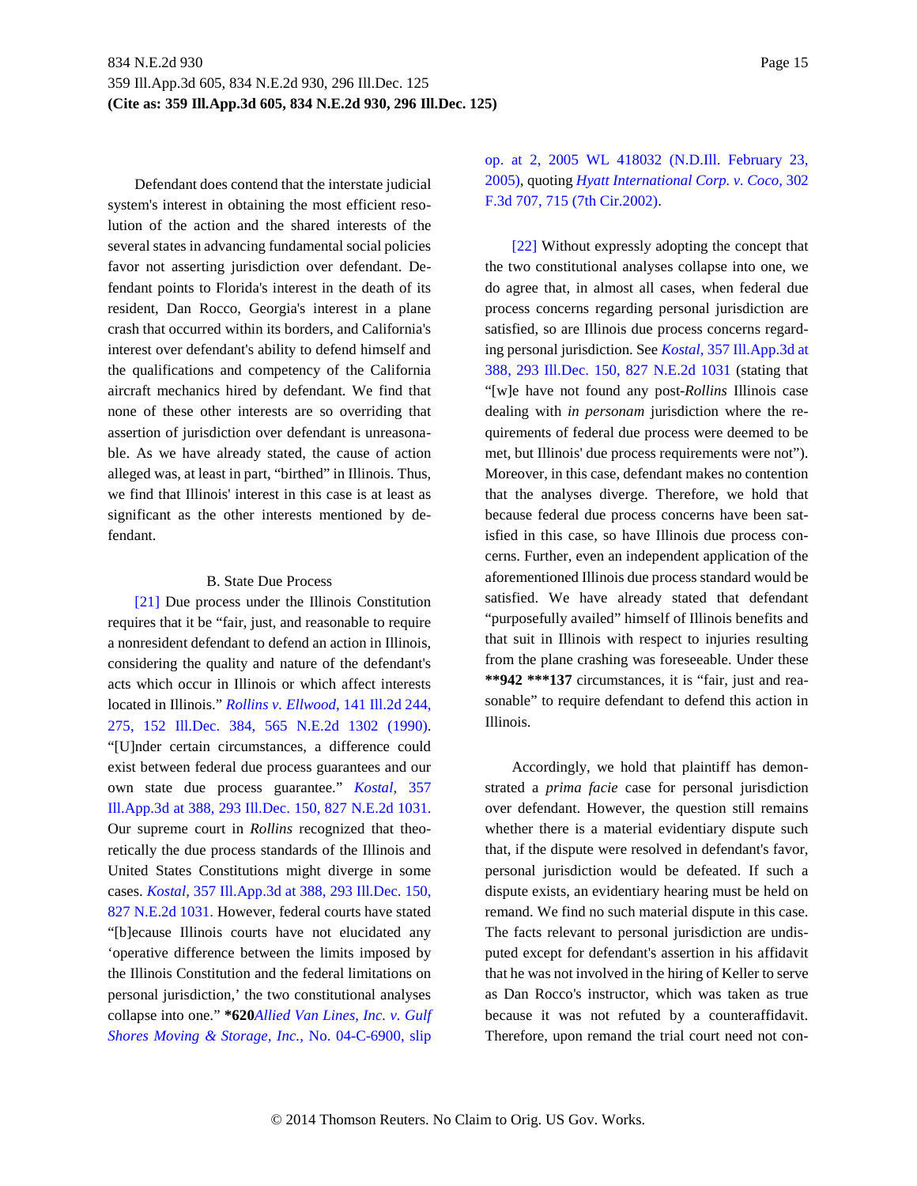Defendant does contend that the interstate judicial system's interest in obtaining the most efficient resolution of the action and the shared interests of the several states in advancing fundamental social policies favor not asserting jurisdiction over defendant. Defendant points to Florida's interest in the death of its resident, Dan Rocco, Georgia's interest in a plane crash that occurred within its borders, and California's interest over defendant's ability to defend himself and the qualifications and competency of the California aircraft mechanics hired by defendant. We find that none of these other interests are so overriding that assertion of jurisdiction over defendant is unreasonable. As we have already stated, the cause of action alleged was, at least in part, "birthed" in Illinois. Thus, we find that Illinois' interest in this case is at least as significant as the other interests mentioned by defendant.

B. State Due Process

[21] Due process under the Illinois Constitution requires that it be "fair, just, and reasonable to require a nonresident defendant to defend an action in Illinois, considering the quality and nature of the defendant's acts which occur in Illinois or which affect interests located in Illinois." *Rollins v. Ellwood,* 141 Ill.2d 244, 275, 152 Ill.Dec. 384, 565 N.E.2d 1302 (1990). "[U]nder certain circumstances, a difference could exist between federal due process guarantees and our own state due process guarantee." *Kostal,* 357 Ill.App.3d at 388, 293 Ill.Dec. 150, 827 N.E.2d 1031. Our supreme court in *Rollins* recognized that theoretically the due process standards of the Illinois and United States Constitutions might diverge in some cases. *Kostal,* 357 Ill.App.3d at 388, 293 Ill.Dec. 150, 827 N.E.2d 1031. However, federal courts have stated "[b]ecause Illinois courts have not elucidated any 'operative difference between the limits imposed by the Illinois Constitution and the federal limitations on personal jurisdiction,' the two constitutional analyses collapse into one." **\*620***Allied Van Lines, Inc. v. Gulf Shores Moving & Storage, Inc.,* No. 04-C-6900, slip op. at 2, 2005 WL 418032 (N.D.Ill. February 23, 2005), quoting *Hyatt International Corp. v. Coco,* 302 F.3d 707, 715 (7th Cir.2002).

[22] Without expressly adopting the concept that the two constitutional analyses collapse into one, we do agree that, in almost all cases, when federal due process concerns regarding personal jurisdiction are satisfied, so are Illinois due process concerns regarding personal jurisdiction. See *Kostal,* 357 Ill.App.3d at 388, 293 Ill.Dec. 150, 827 N.E.2d 1031 (stating that "[w]e have not found any post-*Rollins* Illinois case dealing with *in personam* jurisdiction where the requirements of federal due process were deemed to be met, but Illinois' due process requirements were not"). Moreover, in this case, defendant makes no contention that the analyses diverge. Therefore, we hold that because federal due process concerns have been satisfied in this case, so have Illinois due process concerns. Further, even an independent application of the aforementioned Illinois due process standard would be satisfied. We have already stated that defendant "purposefully availed" himself of Illinois benefits and that suit in Illinois with respect to injuries resulting from the plane crashing was foreseeable. Under these **\*\*942 \*\*\*137** circumstances, it is "fair, just and reasonable" to require defendant to defend this action in Illinois.

Accordingly, we hold that plaintiff has demonstrated a *prima facie* case for personal jurisdiction over defendant. However, the question still remains whether there is a material evidentiary dispute such that, if the dispute were resolved in defendant's favor, personal jurisdiction would be defeated. If such a dispute exists, an evidentiary hearing must be held on remand. We find no such material dispute in this case. The facts relevant to personal jurisdiction are undisputed except for defendant's assertion in his affidavit that he was not involved in the hiring of Keller to serve as Dan Rocco's instructor, which was taken as true because it was not refuted by a counteraffidavit. Therefore, upon remand the trial court need not con-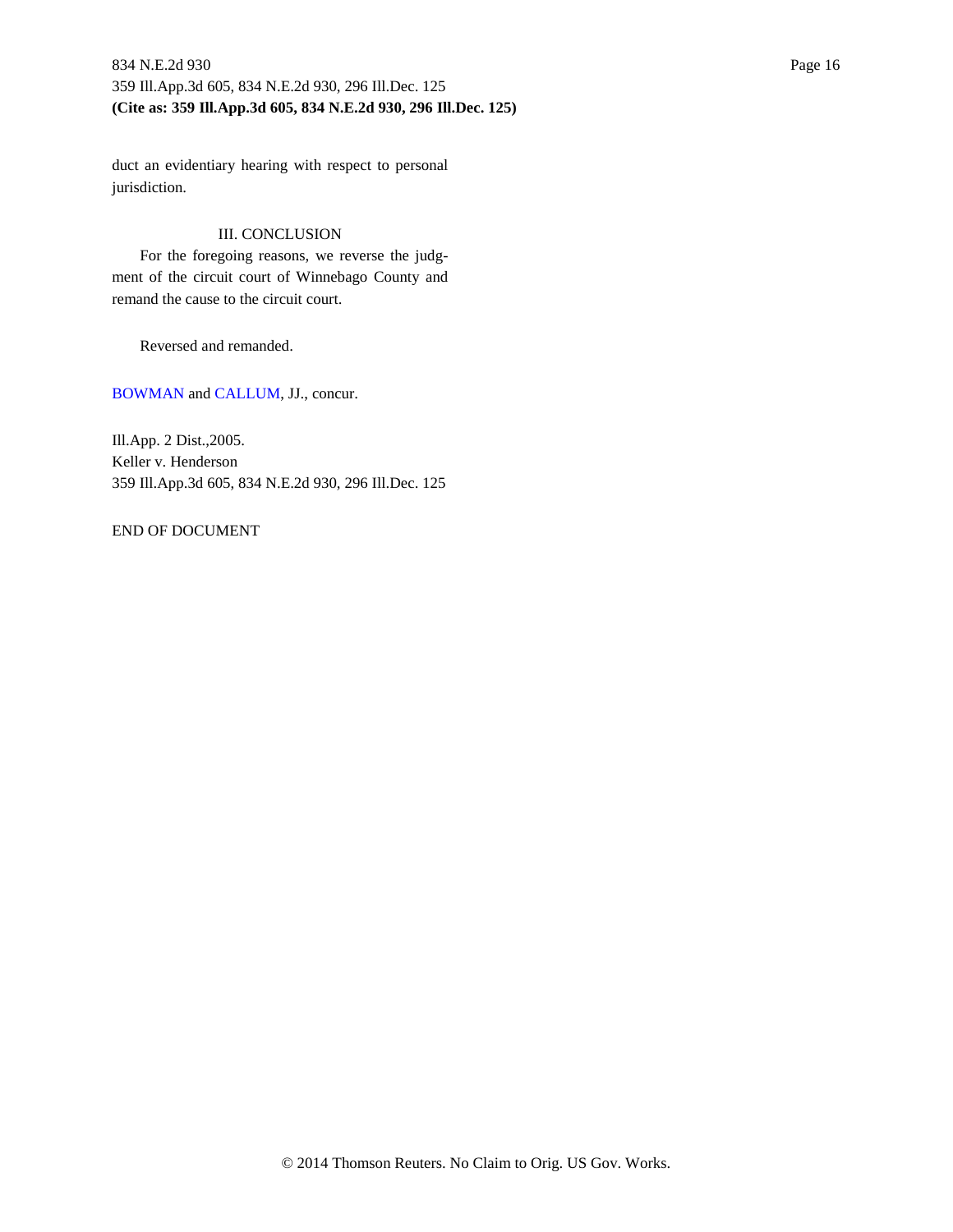duct an evidentiary hearing with respect to personal jurisdiction.

## III. CONCLUSION

For the foregoing reasons, we reverse the judgment of the circuit court of Winnebago County and remand the cause to the circuit court.

Reversed and remanded.

BOWMAN and CALLUM, JJ., concur.

Ill.App. 2 Dist.,2005.
Keller v. Henderson
359 Ill.App.3d 605, 834 N.E.2d 930, 296 Ill.Dec. 125

END OF DOCUMENT